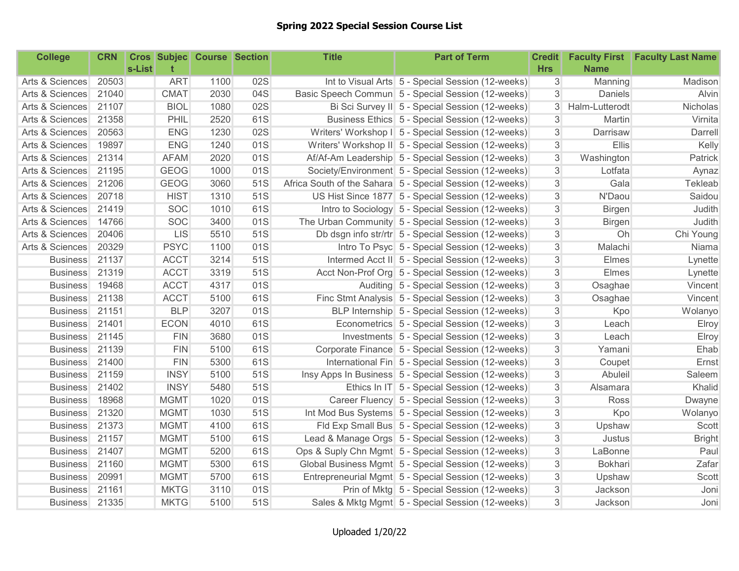# Spring 2022 Special Session Course List

| College | CRN | Cross-List | Subject | Course | Section | Title | Part of Term | Credit Hrs | Faculty First Name | Faculty Last Name |
|---|---|---|---|---|---|---|---|---|---|---|
| Arts & Sciences | 20503 | | ART | 1100 | 02S | Int to Visual Arts | 5 - Special Session (12-weeks) | 3 | Manning | Madison |
| Arts & Sciences | 21040 | | CMAT | 2030 | 04S | Basic Speech Commun | 5 - Special Session (12-weeks) | 3 | Daniels | Alvin |
| Arts & Sciences | 21107 | | BIOL | 1080 | 02S | Bi Sci Survey II | 5 - Special Session (12-weeks) | 3 | Halm-Lutterodt | Nicholas |
| Arts & Sciences | 21358 | | PHIL | 2520 | 61S | Business Ethics | 5 - Special Session (12-weeks) | 3 | Martin | Virnita |
| Arts & Sciences | 20563 | | ENG | 1230 | 02S | Writers' Workshop I | 5 - Special Session (12-weeks) | 3 | Darrisaw | Darrell |
| Arts & Sciences | 19897 | | ENG | 1240 | 01S | Writers' Workshop II | 5 - Special Session (12-weeks) | 3 | Ellis | Kelly |
| Arts & Sciences | 21314 | | AFAM | 2020 | 01S | Af/Af-Am Leadership | 5 - Special Session (12-weeks) | 3 | Washington | Patrick |
| Arts & Sciences | 21195 | | GEOG | 1000 | 01S | Society/Environment | 5 - Special Session (12-weeks) | 3 | Lotfata | Aynaz |
| Arts & Sciences | 21206 | | GEOG | 3060 | 51S | Africa South of the Sahara | 5 - Special Session (12-weeks) | 3 | Gala | Tekleab |
| Arts & Sciences | 20718 | | HIST | 1310 | 51S | US Hist Since 1877 | 5 - Special Session (12-weeks) | 3 | N'Daou | Saidou |
| Arts & Sciences | 21419 | | SOC | 1010 | 61S | Intro to Sociology | 5 - Special Session (12-weeks) | 3 | Birgen | Judith |
| Arts & Sciences | 14766 | | SOC | 3400 | 01S | The Urban Community | 5 - Special Session (12-weeks) | 3 | Birgen | Judith |
| Arts & Sciences | 20406 | | LIS | 5510 | 51S | Db dsgn info str/rtr | 5 - Special Session (12-weeks) | 3 | Oh | Chi Young |
| Arts & Sciences | 20329 | | PSYC | 1100 | 01S | Intro To Psyc | 5 - Special Session (12-weeks) | 3 | Malachi | Niama |
| Business | 21137 | | ACCT | 3214 | 51S | Intermed Acct II | 5 - Special Session (12-weeks) | 3 | Elmes | Lynette |
| Business | 21319 | | ACCT | 3319 | 51S | Acct Non-Prof Org | 5 - Special Session (12-weeks) | 3 | Elmes | Lynette |
| Business | 19468 | | ACCT | 4317 | 01S | Auditing | 5 - Special Session (12-weeks) | 3 | Osaghae | Vincent |
| Business | 21138 | | ACCT | 5100 | 61S | Finc Stmt Analysis | 5 - Special Session (12-weeks) | 3 | Osaghae | Vincent |
| Business | 21151 | | BLP | 3207 | 01S | BLP Internship | 5 - Special Session (12-weeks) | 3 | Kpo | Wolanyo |
| Business | 21401 | | ECON | 4010 | 61S | Econometrics | 5 - Special Session (12-weeks) | 3 | Leach | Elroy |
| Business | 21145 | | FIN | 3680 | 01S | Investments | 5 - Special Session (12-weeks) | 3 | Leach | Elroy |
| Business | 21139 | | FIN | 5100 | 61S | Corporate Finance | 5 - Special Session (12-weeks) | 3 | Yamani | Ehab |
| Business | 21400 | | FIN | 5300 | 61S | International Fin | 5 - Special Session (12-weeks) | 3 | Coupet | Ernst |
| Business | 21159 | | INSY | 5100 | 51S | Insy Apps In Business | 5 - Special Session (12-weeks) | 3 | Abuleil | Saleem |
| Business | 21402 | | INSY | 5480 | 51S | Ethics In IT | 5 - Special Session (12-weeks) | 3 | Alsamara | Khalid |
| Business | 18968 | | MGMT | 1020 | 01S | Career Fluency | 5 - Special Session (12-weeks) | 3 | Ross | Dwayne |
| Business | 21320 | | MGMT | 1030 | 51S | Int Mod Bus Systems | 5 - Special Session (12-weeks) | 3 | Kpo | Wolanyo |
| Business | 21373 | | MGMT | 4100 | 61S | Fld Exp Small Bus | 5 - Special Session (12-weeks) | 3 | Upshaw | Scott |
| Business | 21157 | | MGMT | 5100 | 61S | Lead & Manage Orgs | 5 - Special Session (12-weeks) | 3 | Justus | Bright |
| Business | 21407 | | MGMT | 5200 | 61S | Ops & Suply Chn Mgmt | 5 - Special Session (12-weeks) | 3 | LaBonne | Paul |
| Business | 21160 | | MGMT | 5300 | 61S | Global Business Mgmt | 5 - Special Session (12-weeks) | 3 | Bokhari | Zafar |
| Business | 20991 | | MGMT | 5700 | 61S | Entrepreneurial Mgmt | 5 - Special Session (12-weeks) | 3 | Upshaw | Scott |
| Business | 21161 | | MKTG | 3110 | 01S | Prin of Mktg | 5 - Special Session (12-weeks) | 3 | Jackson | Joni |
| Business | 21335 | | MKTG | 5100 | 51S | Sales & Mktg Mgmt | 5 - Special Session (12-weeks) | 3 | Jackson | Joni |

Uploaded 1/20/22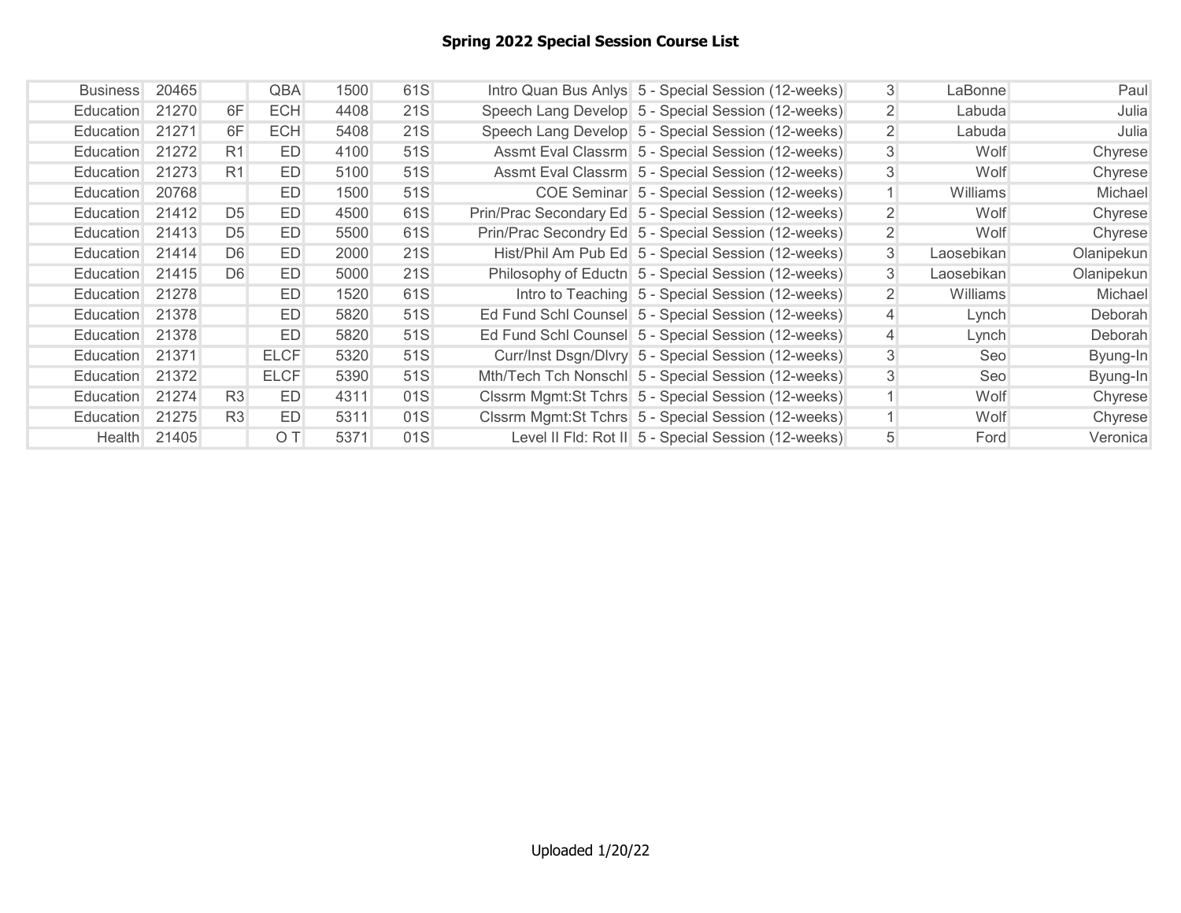**Spring 2022 Special Session Course List**

| | | | | | | | | | | |
|---|---|---|---|---|---|---|---|---|---|---|
| Business | 20465 | | QBA | 1500 | 61S | Intro Quan Bus Anlys | 5 - Special Session (12-weeks) | 3 | LaBonne | Paul |
| Education | 21270 | 6F | ECH | 4408 | 21S | Speech Lang Develop | 5 - Special Session (12-weeks) | 2 | Labuda | Julia |
| Education | 21271 | 6F | ECH | 5408 | 21S | Speech Lang Develop | 5 - Special Session (12-weeks) | 2 | Labuda | Julia |
| Education | 21272 | R1 | ED | 4100 | 51S | Assmt Eval Classrm | 5 - Special Session (12-weeks) | 3 | Wolf | Chyrese |
| Education | 21273 | R1 | ED | 5100 | 51S | Assmt Eval Classrm | 5 - Special Session (12-weeks) | 3 | Wolf | Chyrese |
| Education | 20768 | | ED | 1500 | 51S | COE Seminar | 5 - Special Session (12-weeks) | 1 | Williams | Michael |
| Education | 21412 | D5 | ED | 4500 | 61S | Prin/Prac Secondary Ed | 5 - Special Session (12-weeks) | 2 | Wolf | Chyrese |
| Education | 21413 | D5 | ED | 5500 | 61S | Prin/Prac Secondry Ed | 5 - Special Session (12-weeks) | 2 | Wolf | Chyrese |
| Education | 21414 | D6 | ED | 2000 | 21S | Hist/Phil Am Pub Ed | 5 - Special Session (12-weeks) | 3 | Laosebikan | Olanipekun |
| Education | 21415 | D6 | ED | 5000 | 21S | Philosophy of Eductn | 5 - Special Session (12-weeks) | 3 | Laosebikan | Olanipekun |
| Education | 21278 | | ED | 1520 | 61S | Intro to Teaching | 5 - Special Session (12-weeks) | 2 | Williams | Michael |
| Education | 21378 | | ED | 5820 | 51S | Ed Fund Schl Counsel | 5 - Special Session (12-weeks) | 4 | Lynch | Deborah |
| Education | 21378 | | ED | 5820 | 51S | Ed Fund Schl Counsel | 5 - Special Session (12-weeks) | 4 | Lynch | Deborah |
| Education | 21371 | | ELCF | 5320 | 51S | Curr/Inst Dsgn/Dlvry | 5 - Special Session (12-weeks) | 3 | Seo | Byung-In |
| Education | 21372 | | ELCF | 5390 | 51S | Mth/Tech Tch Nonschl | 5 - Special Session (12-weeks) | 3 | Seo | Byung-In |
| Education | 21274 | R3 | ED | 4311 | 01S | Clssrm Mgmt:St Tchrs | 5 - Special Session (12-weeks) | 1 | Wolf | Chyrese |
| Education | 21275 | R3 | ED | 5311 | 01S | Clssrm Mgmt:St Tchrs | 5 - Special Session (12-weeks) | 1 | Wolf | Chyrese |
| Health | 21405 | | O T | 5371 | 01S | Level II Fld: Rot II | 5 - Special Session (12-weeks) | 5 | Ford | Veronica |

Uploaded 1/20/22